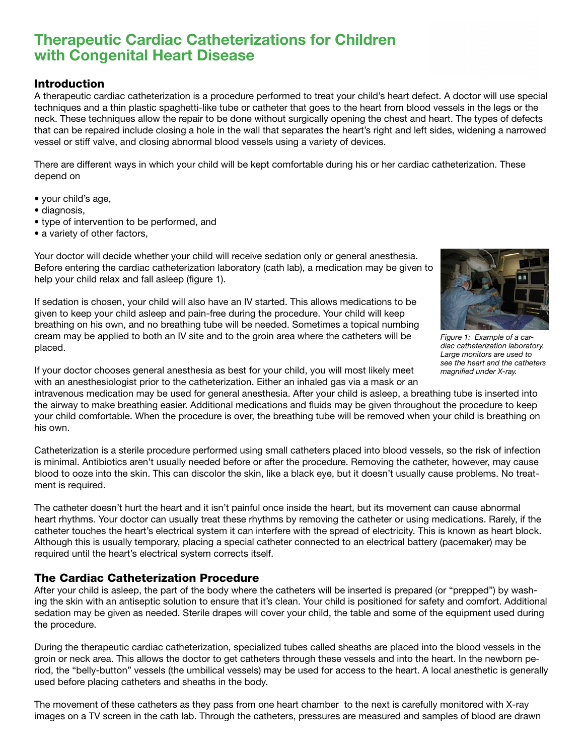# Therapeutic Cardiac Catheterizations for Children with Congenital Heart Disease

## Introduction

A therapeutic cardiac catheterization is a procedure performed to treat your child's heart defect. A doctor will use special techniques and a thin plastic spaghetti-like tube or catheter that goes to the heart from blood vessels in the legs or the neck. These techniques allow the repair to be done without surgically opening the chest and heart. The types of defects that can be repaired include closing a hole in the wall that separates the heart's right and left sides, widening a narrowed vessel or stiff valve, and closing abnormal blood vessels using a variety of devices.

There are different ways in which your child will be kept comfortable during his or her cardiac catheterization. These depend on

- your child's age,
- diagnosis,
- type of intervention to be performed, and
- a variety of other factors,

Your doctor will decide whether your child will receive sedation only or general anesthesia. Before entering the cardiac catheterization laboratory (cath lab), a medication may be given to help your child relax and fall asleep (figure 1).

*Figure 1: Example of a cardiac catheterization laboratory. Large monitors are used to see the heart and the catheters magnified under X-ray.*

If sedation is chosen, your child will also have an IV started. This allows medications to be given to keep your child asleep and pain-free during the procedure. Your child will keep breathing on his own, and no breathing tube will be needed. Sometimes a topical numbing cream may be applied to both an IV site and to the groin area where the catheters will be placed.

If your doctor chooses general anesthesia as best for your child, you will most likely meet with an anesthesiologist prior to the catheterization. Either an inhaled gas via a mask or an intravenous medication may be used for general anesthesia. After your child is asleep, a breathing tube is inserted into the airway to make breathing easier. Additional medications and fluids may be given throughout the procedure to keep your child comfortable. When the procedure is over, the breathing tube will be removed when your child is breathing on his own.

Catheterization is a sterile procedure performed using small catheters placed into blood vessels, so the risk of infection is minimal. Antibiotics aren't usually needed before or after the procedure. Removing the catheter, however, may cause blood to ooze into the skin. This can discolor the skin, like a black eye, but it doesn't usually cause problems. No treatment is required.

The catheter doesn't hurt the heart and it isn't painful once inside the heart, but its movement can cause abnormal heart rhythms. Your doctor can usually treat these rhythms by removing the catheter or using medications. Rarely, if the catheter touches the heart's electrical system it can interfere with the spread of electricity. This is known as heart block. Although this is usually temporary, placing a special catheter connected to an electrical battery (pacemaker) may be required until the heart's electrical system corrects itself.

## The Cardiac Catheterization Procedure

After your child is asleep, the part of the body where the catheters will be inserted is prepared (or "prepped") by washing the skin with an antiseptic solution to ensure that it's clean. Your child is positioned for safety and comfort. Additional sedation may be given as needed. Sterile drapes will cover your child, the table and some of the equipment used during the procedure.

During the therapeutic cardiac catheterization, specialized tubes called sheaths are placed into the blood vessels in the groin or neck area. This allows the doctor to get catheters through these vessels and into the heart. In the newborn period, the "belly-button" vessels (the umbilical vessels) may be used for access to the heart. A local anesthetic is generally used before placing catheters and sheaths in the body.

The movement of these catheters as they pass from one heart chamber to the next is carefully monitored with X-ray images on a TV screen in the cath lab. Through the catheters, pressures are measured and samples of blood are drawn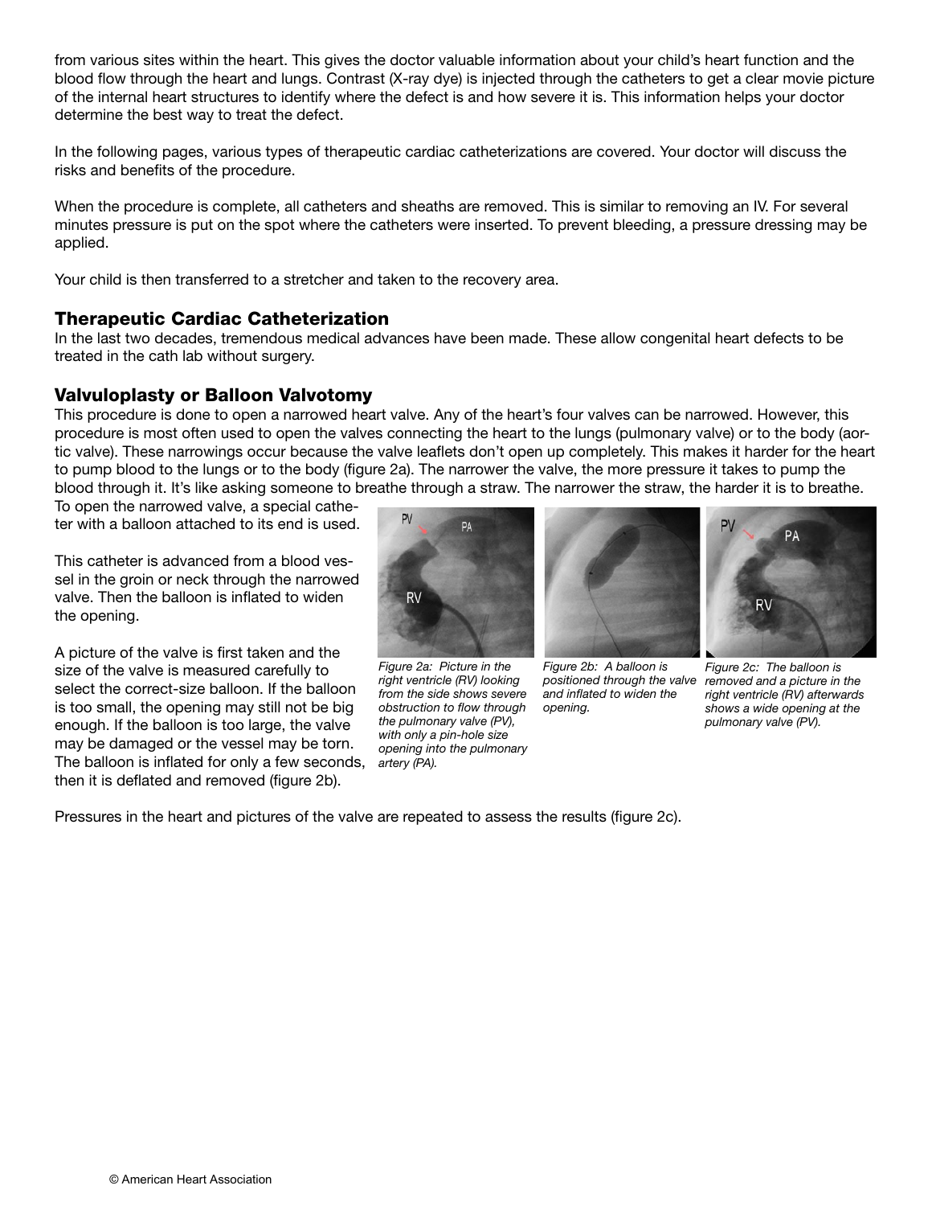from various sites within the heart. This gives the doctor valuable information about your child's heart function and the blood flow through the heart and lungs. Contrast (X-ray dye) is injected through the catheters to get a clear movie picture of the internal heart structures to identify where the defect is and how severe it is. This information helps your doctor determine the best way to treat the defect.

In the following pages, various types of therapeutic cardiac catheterizations are covered. Your doctor will discuss the risks and benefits of the procedure.

When the procedure is complete, all catheters and sheaths are removed. This is similar to removing an IV. For several minutes pressure is put on the spot where the catheters were inserted. To prevent bleeding, a pressure dressing may be applied.

Your child is then transferred to a stretcher and taken to the recovery area.

## Therapeutic Cardiac Catheterization

In the last two decades, tremendous medical advances have been made. These allow congenital heart defects to be treated in the cath lab without surgery.

## Valvuloplasty or Balloon Valvotomy

This procedure is done to open a narrowed heart valve. Any of the heart's four valves can be narrowed. However, this procedure is most often used to open the valves connecting the heart to the lungs (pulmonary valve) or to the body (aortic valve). These narrowings occur because the valve leaflets don't open up completely. This makes it harder for the heart to pump blood to the lungs or to the body (figure 2a). The narrower the valve, the more pressure it takes to pump the blood through it. It's like asking someone to breathe through a straw. The narrower the straw, the harder it is to breathe.

To open the narrowed valve, a special catheter with a balloon attached to its end is used.

This catheter is advanced from a blood vessel in the groin or neck through the narrowed valve. Then the balloon is inflated to widen the opening.

A picture of the valve is first taken and the size of the valve is measured carefully to select the correct-size balloon. If the balloon is too small, the opening may still not be big enough. If the balloon is too large, the valve may be damaged or the vessel may be torn. The balloon is inflated for only a few seconds, then it is deflated and removed (figure 2b).

*Figure 2a: Picture in the right ventricle (RV) looking from the side shows severe obstruction to flow through the pulmonary valve (PV), with only a pin-hole size opening into the pulmonary artery (PA).*

*Figure 2b: A balloon is positioned through the valve and inflated to widen the opening.*

*Figure 2c: The balloon is removed and a picture in the right ventricle (RV) afterwards shows a wide opening at the pulmonary valve (PV).*

Pressures in the heart and pictures of the valve are repeated to assess the results (figure 2c).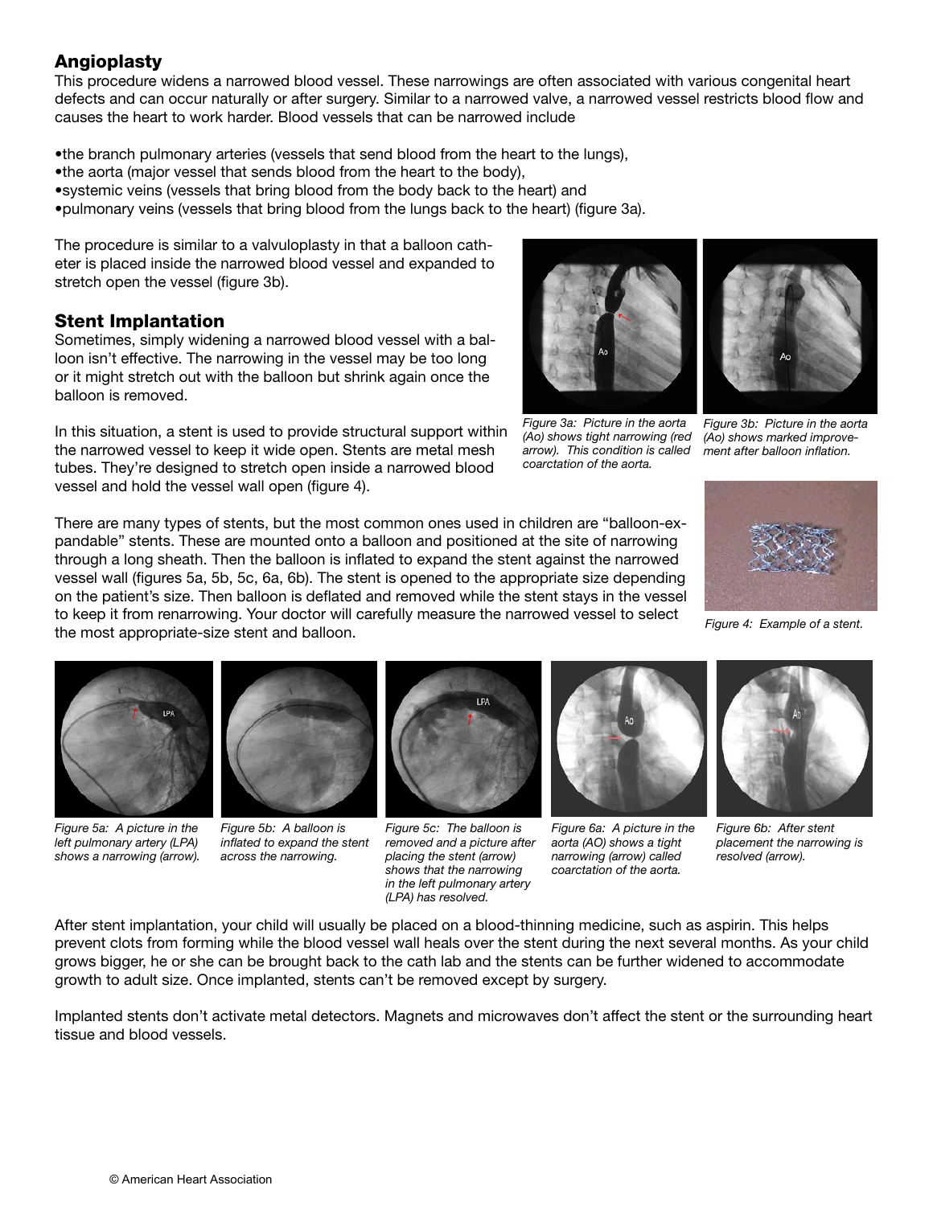## Angioplasty

This procedure widens a narrowed blood vessel. These narrowings are often associated with various congenital heart defects and can occur naturally or after surgery. Similar to a narrowed valve, a narrowed vessel restricts blood flow and causes the heart to work harder. Blood vessels that can be narrowed include

- the branch pulmonary arteries (vessels that send blood from the heart to the lungs),
- the aorta (major vessel that sends blood from the heart to the body),
- systemic veins (vessels that bring blood from the body back to the heart) and
- pulmonary veins (vessels that bring blood from the lungs back to the heart) (figure 3a).

The procedure is similar to a valvuloplasty in that a balloon catheter is placed inside the narrowed blood vessel and expanded to stretch open the vessel (figure 3b).

*Figure 3a: Picture in the aorta (Ao) shows tight narrowing (red arrow). This condition is called coarctation of the aorta.*

*Figure 3b: Picture in the aorta (Ao) shows marked improvement after balloon inflation.*

## Stent Implantation

Sometimes, simply widening a narrowed blood vessel with a balloon isn't effective. The narrowing in the vessel may be too long or it might stretch out with the balloon but shrink again once the balloon is removed.

In this situation, a stent is used to provide structural support within the narrowed vessel to keep it wide open. Stents are metal mesh tubes. They're designed to stretch open inside a narrowed blood vessel and hold the vessel wall open (figure 4).

*Figure 4: Example of a stent.*

There are many types of stents, but the most common ones used in children are "balloon-expandable" stents. These are mounted onto a balloon and positioned at the site of narrowing through a long sheath. Then the balloon is inflated to expand the stent against the narrowed vessel wall (figures 5a, 5b, 5c, 6a, 6b). The stent is opened to the appropriate size depending on the patient's size. Then balloon is deflated and removed while the stent stays in the vessel to keep it from renarrowing. Your doctor will carefully measure the narrowed vessel to select the most appropriate-size stent and balloon.

*Figure 5a: A picture in the left pulmonary artery (LPA) shows a narrowing (arrow).*

*Figure 5b: A balloon is inflated to expand the stent across the narrowing.*

*Figure 5c: The balloon is removed and a picture after placing the stent (arrow) shows that the narrowing in the left pulmonary artery (LPA) has resolved.*

*Figure 6a: A picture in the aorta (AO) shows a tight narrowing (arrow) called coarctation of the aorta.*

*Figure 6b: After stent placement the narrowing is resolved (arrow).*

After stent implantation, your child will usually be placed on a blood-thinning medicine, such as aspirin. This helps prevent clots from forming while the blood vessel wall heals over the stent during the next several months. As your child grows bigger, he or she can be brought back to the cath lab and the stents can be further widened to accommodate growth to adult size. Once implanted, stents can't be removed except by surgery.

Implanted stents don't activate metal detectors. Magnets and microwaves don't affect the stent or the surrounding heart tissue and blood vessels.

© American Heart Association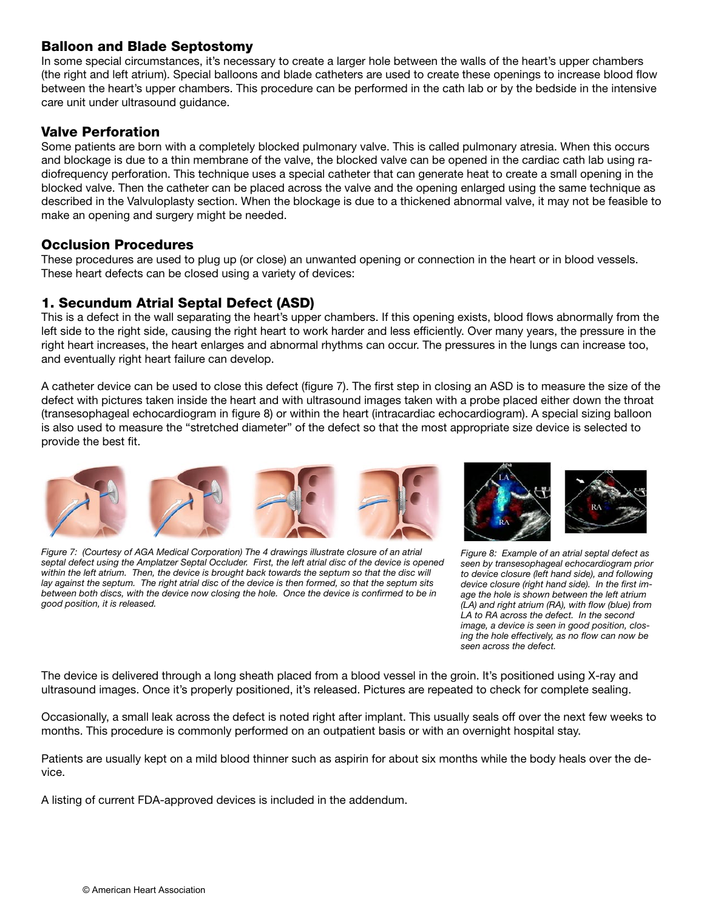## Balloon and Blade Septostomy

In some special circumstances, it's necessary to create a larger hole between the walls of the heart's upper chambers (the right and left atrium). Special balloons and blade catheters are used to create these openings to increase blood flow between the heart's upper chambers. This procedure can be performed in the cath lab or by the bedside in the intensive care unit under ultrasound guidance.

## Valve Perforation

Some patients are born with a completely blocked pulmonary valve. This is called pulmonary atresia. When this occurs and blockage is due to a thin membrane of the valve, the blocked valve can be opened in the cardiac cath lab using radiofrequency perforation. This technique uses a special catheter that can generate heat to create a small opening in the blocked valve. Then the catheter can be placed across the valve and the opening enlarged using the same technique as described in the Valvuloplasty section. When the blockage is due to a thickened abnormal valve, it may not be feasible to make an opening and surgery might be needed.

## Occlusion Procedures

These procedures are used to plug up (or close) an unwanted opening or connection in the heart or in blood vessels. These heart defects can be closed using a variety of devices:

## 1. Secundum Atrial Septal Defect (ASD)

This is a defect in the wall separating the heart's upper chambers. If this opening exists, blood flows abnormally from the left side to the right side, causing the right heart to work harder and less efficiently. Over many years, the pressure in the right heart increases, the heart enlarges and abnormal rhythms can occur. The pressures in the lungs can increase too, and eventually right heart failure can develop.

A catheter device can be used to close this defect (figure 7). The first step in closing an ASD is to measure the size of the defect with pictures taken inside the heart and with ultrasound images taken with a probe placed either down the throat (transesophageal echocardiogram in figure 8) or within the heart (intracardiac echocardiogram). A special sizing balloon is also used to measure the "stretched diameter" of the defect so that the most appropriate size device is selected to provide the best fit.

*Figure 7: (Courtesy of AGA Medical Corporation) The 4 drawings illustrate closure of an atrial septal defect using the Amplatzer Septal Occluder. First, the left atrial disc of the device is opened within the left atrium. Then, the device is brought back towards the septum so that the disc will lay against the septum. The right atrial disc of the device is then formed, so that the septum sits between both discs, with the device now closing the hole. Once the device is confirmed to be in good position, it is released.*

*Figure 8: Example of an atrial septal defect as seen by transesophageal echocardiogram prior to device closure (left hand side), and following device closure (right hand side). In the first image the hole is shown between the left atrium (LA) and right atrium (RA), with flow (blue) from LA to RA across the defect. In the second image, a device is seen in good position, closing the hole effectively, as no flow can now be seen across the defect.*

The device is delivered through a long sheath placed from a blood vessel in the groin. It's positioned using X-ray and ultrasound images. Once it's properly positioned, it's released. Pictures are repeated to check for complete sealing.

Occasionally, a small leak across the defect is noted right after implant. This usually seals off over the next few weeks to months. This procedure is commonly performed on an outpatient basis or with an overnight hospital stay.

Patients are usually kept on a mild blood thinner such as aspirin for about six months while the body heals over the device.

A listing of current FDA-approved devices is included in the addendum.

© American Heart Association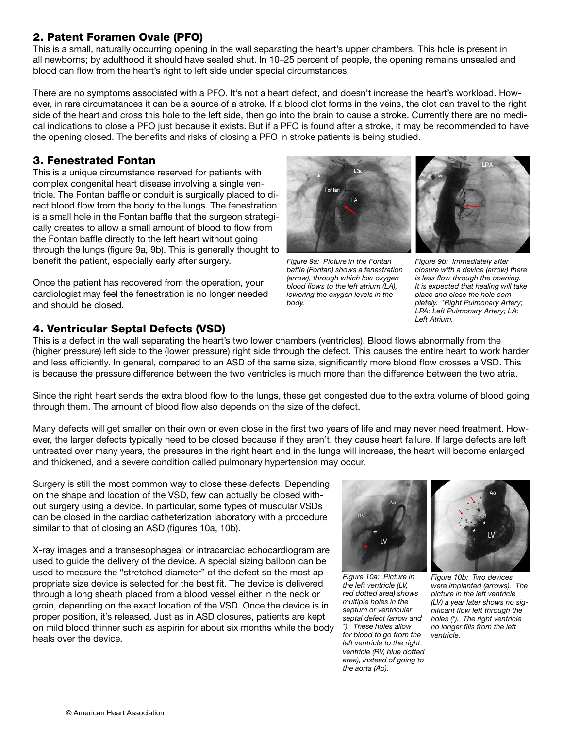## 2. Patent Foramen Ovale (PFO)

This is a small, naturally occurring opening in the wall separating the heart's upper chambers. This hole is present in all newborns; by adulthood it should have sealed shut. In 10–25 percent of people, the opening remains unsealed and blood can flow from the heart's right to left side under special circumstances.

There are no symptoms associated with a PFO. It's not a heart defect, and doesn't increase the heart's workload. However, in rare circumstances it can be a source of a stroke. If a blood clot forms in the veins, the clot can travel to the right side of the heart and cross this hole to the left side, then go into the brain to cause a stroke. Currently there are no medical indications to close a PFO just because it exists. But if a PFO is found after a stroke, it may be recommended to have the opening closed. The benefits and risks of closing a PFO in stroke patients is being studied.

## 3. Fenestrated Fontan

This is a unique circumstance reserved for patients with complex congenital heart disease involving a single ventricle. The Fontan baffle or conduit is surgically placed to direct blood flow from the body to the lungs. The fenestration is a small hole in the Fontan baffle that the surgeon strategically creates to allow a small amount of blood to flow from the Fontan baffle directly to the left heart without going through the lungs (figure 9a, 9b). This is generally thought to benefit the patient, especially early after surgery.

Once the patient has recovered from the operation, your cardiologist may feel the fenestration is no longer needed and should be closed.

*Figure 9a: Picture in the Fontan baffle (Fontan) shows a fenestration (arrow), through which low oxygen blood flows to the left atrium (LA), lowering the oxygen levels in the body.*

*Figure 9b: Immediately after closure with a device (arrow) there is less flow through the opening. It is expected that healing will take place and close the hole completely. *Right Pulmonary Artery; LPA: Left Pulmonary Artery; LA: Left Atrium.*

## 4. Ventricular Septal Defects (VSD)

This is a defect in the wall separating the heart's two lower chambers (ventricles). Blood flows abnormally from the (higher pressure) left side to the (lower pressure) right side through the defect. This causes the entire heart to work harder and less efficiently. In general, compared to an ASD of the same size, significantly more blood flow crosses a VSD. This is because the pressure difference between the two ventricles is much more than the difference between the two atria.

Since the right heart sends the extra blood flow to the lungs, these get congested due to the extra volume of blood going through them. The amount of blood flow also depends on the size of the defect.

Many defects will get smaller on their own or even close in the first two years of life and may never need treatment. However, the larger defects typically need to be closed because if they aren't, they cause heart failure. If large defects are left untreated over many years, the pressures in the right heart and in the lungs will increase, the heart will become enlarged and thickened, and a severe condition called pulmonary hypertension may occur.

Surgery is still the most common way to close these defects. Depending on the shape and location of the VSD, few can actually be closed without surgery using a device. In particular, some types of muscular VSDs can be closed in the cardiac catheterization laboratory with a procedure similar to that of closing an ASD (figures 10a, 10b).

X-ray images and a transesophageal or intracardiac echocardiogram are used to guide the delivery of the device. A special sizing balloon can be used to measure the "stretched diameter" of the defect so the most appropriate size device is selected for the best fit. The device is delivered through a long sheath placed from a blood vessel either in the neck or groin, depending on the exact location of the VSD. Once the device is in proper position, it's released. Just as in ASD closures, patients are kept on mild blood thinner such as aspirin for about six months while the body heals over the device.

*Figure 10a: Picture in the left ventricle (LV, red dotted area) shows multiple holes in the septum or ventricular septal defect (arrow and *). These holes allow for blood to go from the left ventricle to the right ventricle (RV, blue dotted area), instead of going to the aorta (Ao).*

*Figure 10b: Two devices were implanted (arrows). The picture in the left ventricle (LV) a year later shows no significant flow left through the holes (*). The right ventricle no longer fills from the left ventricle.*

© American Heart Association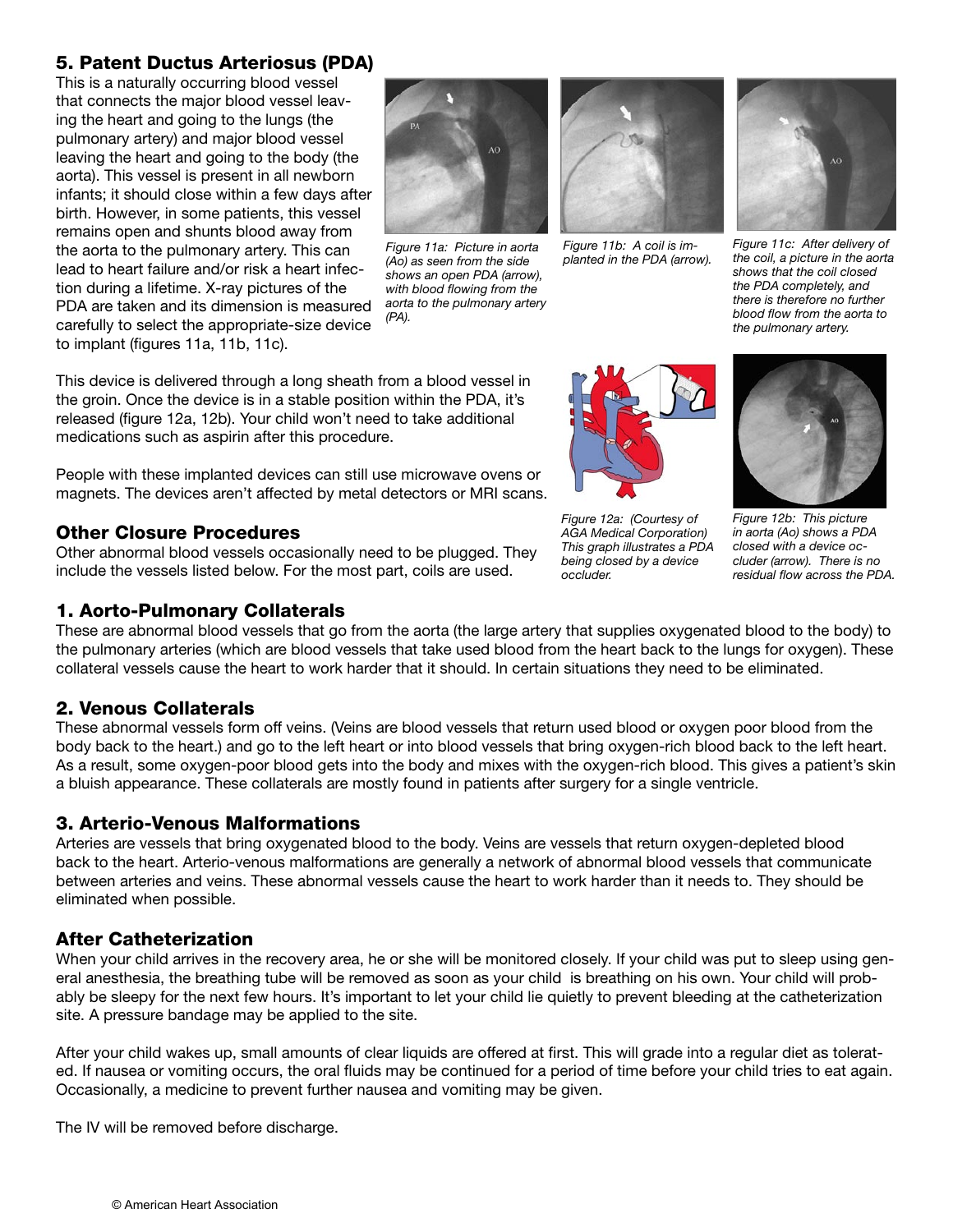## 5. Patent Ductus Arteriosus (PDA)

This is a naturally occurring blood vessel that connects the major blood vessel leaving the heart and going to the lungs (the pulmonary artery) and major blood vessel leaving the heart and going to the body (the aorta). This vessel is present in all newborn infants; it should close within a few days after birth. However, in some patients, this vessel remains open and shunts blood away from the aorta to the pulmonary artery. This can lead to heart failure and/or risk a heart infection during a lifetime. X-ray pictures of the PDA are taken and its dimension is measured carefully to select the appropriate-size device to implant (figures 11a, 11b, 11c).

*Figure 11a: Picture in aorta (Ao) as seen from the side shows an open PDA (arrow), with blood flowing from the aorta to the pulmonary artery (PA).*

*Figure 11b: A coil is implanted in the PDA (arrow).*

*Figure 11c: After delivery of the coil, a picture in the aorta shows that the coil closed the PDA completely, and there is therefore no further blood flow from the aorta to the pulmonary artery.*

This device is delivered through a long sheath from a blood vessel in the groin. Once the device is in a stable position within the PDA, it's released (figure 12a, 12b). Your child won't need to take additional medications such as aspirin after this procedure.

People with these implanted devices can still use microwave ovens or magnets. The devices aren't affected by metal detectors or MRI scans.

*Figure 12a: (Courtesy of AGA Medical Corporation) This graph illustrates a PDA being closed by a device occluder.*

*Figure 12b: This picture in aorta (Ao) shows a PDA closed with a device occluder (arrow). There is no residual flow across the PDA.*

### Other Closure Procedures

Other abnormal blood vessels occasionally need to be plugged. They include the vessels listed below. For the most part, coils are used.

## 1. Aorto-Pulmonary Collaterals

These are abnormal blood vessels that go from the aorta (the large artery that supplies oxygenated blood to the body) to the pulmonary arteries (which are blood vessels that take used blood from the heart back to the lungs for oxygen). These collateral vessels cause the heart to work harder that it should. In certain situations they need to be eliminated.

## 2. Venous Collaterals

These abnormal vessels form off veins. (Veins are blood vessels that return used blood or oxygen poor blood from the body back to the heart.) and go to the left heart or into blood vessels that bring oxygen-rich blood back to the left heart. As a result, some oxygen-poor blood gets into the body and mixes with the oxygen-rich blood. This gives a patient's skin a bluish appearance. These collaterals are mostly found in patients after surgery for a single ventricle.

## 3. Arterio-Venous Malformations

Arteries are vessels that bring oxygenated blood to the body. Veins are vessels that return oxygen-depleted blood back to the heart. Arterio-venous malformations are generally a network of abnormal blood vessels that communicate between arteries and veins. These abnormal vessels cause the heart to work harder than it needs to. They should be eliminated when possible.

### After Catheterization

When your child arrives in the recovery area, he or she will be monitored closely. If your child was put to sleep using general anesthesia, the breathing tube will be removed as soon as your child is breathing on his own. Your child will probably be sleepy for the next few hours. It's important to let your child lie quietly to prevent bleeding at the catheterization site. A pressure bandage may be applied to the site.

After your child wakes up, small amounts of clear liquids are offered at first. This will grade into a regular diet as tolerated. If nausea or vomiting occurs, the oral fluids may be continued for a period of time before your child tries to eat again. Occasionally, a medicine to prevent further nausea and vomiting may be given.

The IV will be removed before discharge.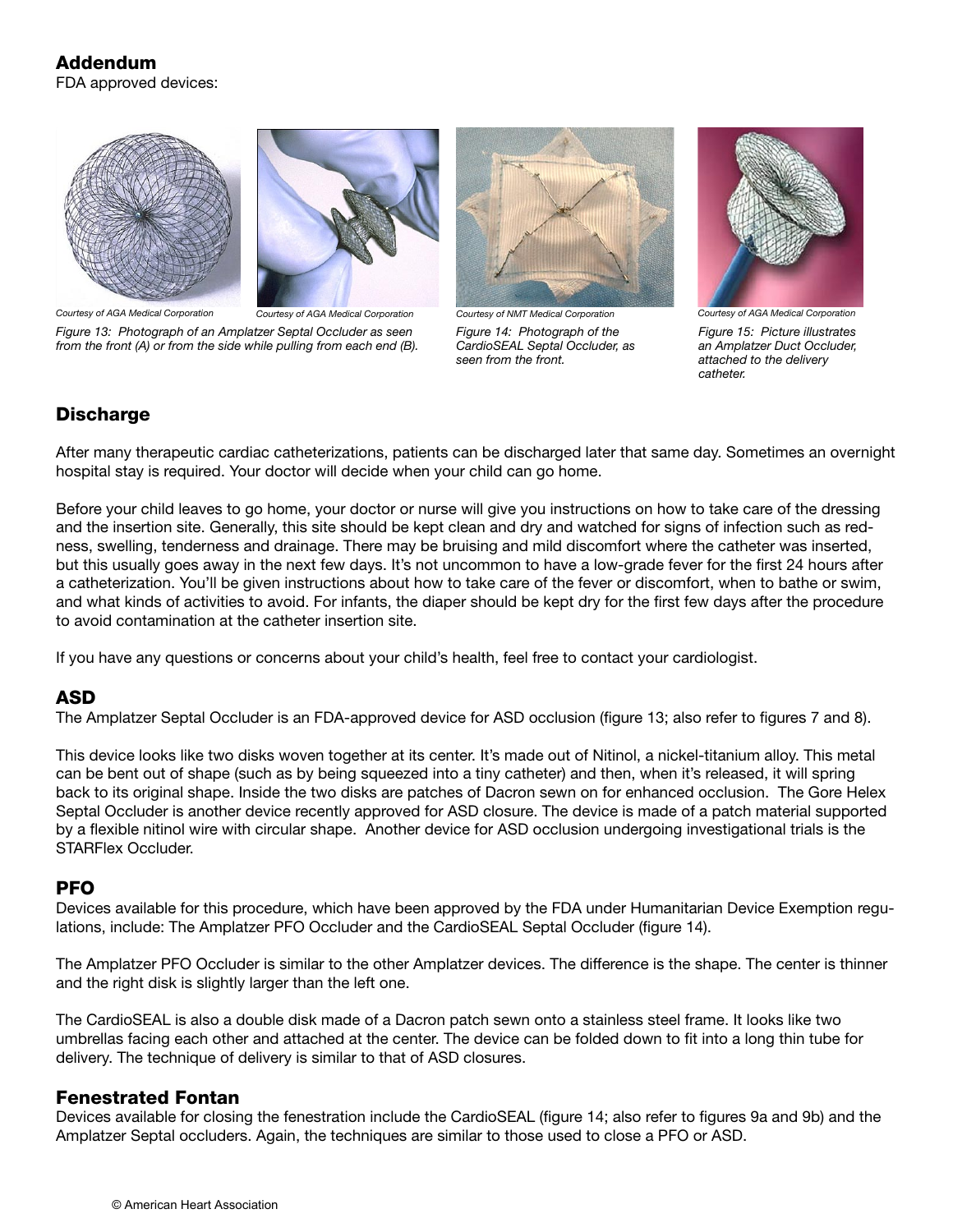## Addendum

FDA approved devices:

*Courtesy of AGA Medical Corporation* *Courtesy of AGA Medical Corporation*

*Figure 13: Photograph of an Amplatzer Septal Occluder as seen from the front (A) or from the side while pulling from each end (B).*

*Courtesy of NMT Medical Corporation*

*Figure 14: Photograph of the CardioSEAL Septal Occluder, as seen from the front.*

*Courtesy of AGA Medical Corporation*

*Figure 15: Picture illustrates an Amplatzer Duct Occluder, attached to the delivery catheter.*

## Discharge

After many therapeutic cardiac catheterizations, patients can be discharged later that same day. Sometimes an overnight hospital stay is required. Your doctor will decide when your child can go home.

Before your child leaves to go home, your doctor or nurse will give you instructions on how to take care of the dressing and the insertion site. Generally, this site should be kept clean and dry and watched for signs of infection such as redness, swelling, tenderness and drainage. There may be bruising and mild discomfort where the catheter was inserted, but this usually goes away in the next few days. It's not uncommon to have a low-grade fever for the first 24 hours after a catheterization. You'll be given instructions about how to take care of the fever or discomfort, when to bathe or swim, and what kinds of activities to avoid. For infants, the diaper should be kept dry for the first few days after the procedure to avoid contamination at the catheter insertion site.

If you have any questions or concerns about your child's health, feel free to contact your cardiologist.

## ASD

The Amplatzer Septal Occluder is an FDA-approved device for ASD occlusion (figure 13; also refer to figures 7 and 8).

This device looks like two disks woven together at its center. It's made out of Nitinol, a nickel-titanium alloy. This metal can be bent out of shape (such as by being squeezed into a tiny catheter) and then, when it's released, it will spring back to its original shape. Inside the two disks are patches of Dacron sewn on for enhanced occlusion. The Gore Helex Septal Occluder is another device recently approved for ASD closure. The device is made of a patch material supported by a flexible nitinol wire with circular shape. Another device for ASD occlusion undergoing investigational trials is the STARFlex Occluder.

## PFO

Devices available for this procedure, which have been approved by the FDA under Humanitarian Device Exemption regulations, include: The Amplatzer PFO Occluder and the CardioSEAL Septal Occluder (figure 14).

The Amplatzer PFO Occluder is similar to the other Amplatzer devices. The difference is the shape. The center is thinner and the right disk is slightly larger than the left one.

The CardioSEAL is also a double disk made of a Dacron patch sewn onto a stainless steel frame. It looks like two umbrellas facing each other and attached at the center. The device can be folded down to fit into a long thin tube for delivery. The technique of delivery is similar to that of ASD closures.

## Fenestrated Fontan

Devices available for closing the fenestration include the CardioSEAL (figure 14; also refer to figures 9a and 9b) and the Amplatzer Septal occluders. Again, the techniques are similar to those used to close a PFO or ASD.

© American Heart Association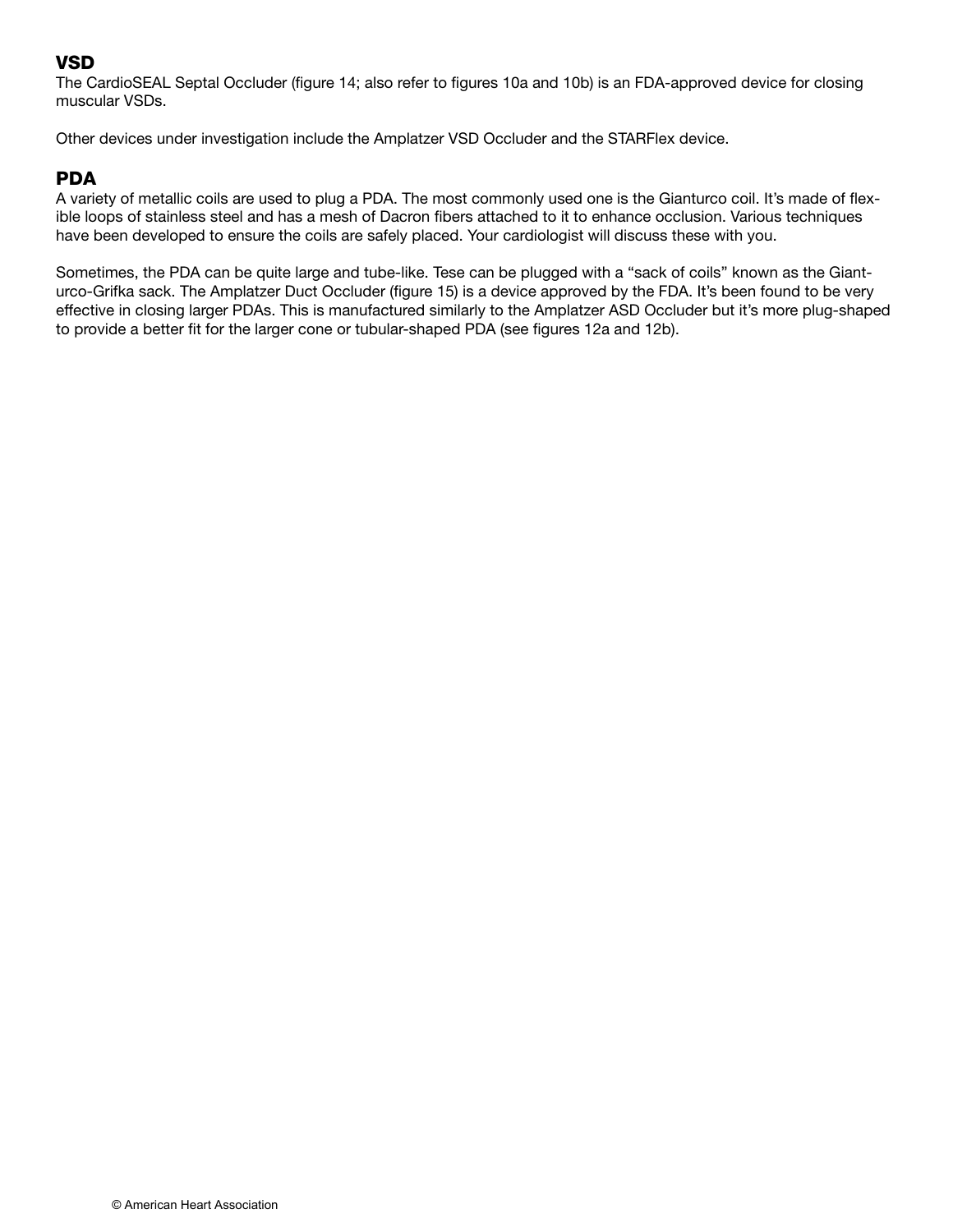## VSD

The CardioSEAL Septal Occluder (figure 14; also refer to figures 10a and 10b) is an FDA-approved device for closing muscular VSDs.

Other devices under investigation include the Amplatzer VSD Occluder and the STARFlex device.

## PDA

A variety of metallic coils are used to plug a PDA. The most commonly used one is the Gianturco coil. It's made of flexible loops of stainless steel and has a mesh of Dacron fibers attached to it to enhance occlusion. Various techniques have been developed to ensure the coils are safely placed. Your cardiologist will discuss these with you.

Sometimes, the PDA can be quite large and tube-like. Tese can be plugged with a "sack of coils" known as the Gianturco-Grifka sack. The Amplatzer Duct Occluder (figure 15) is a device approved by the FDA. It's been found to be very effective in closing larger PDAs. This is manufactured similarly to the Amplatzer ASD Occluder but it's more plug-shaped to provide a better fit for the larger cone or tubular-shaped PDA (see figures 12a and 12b).